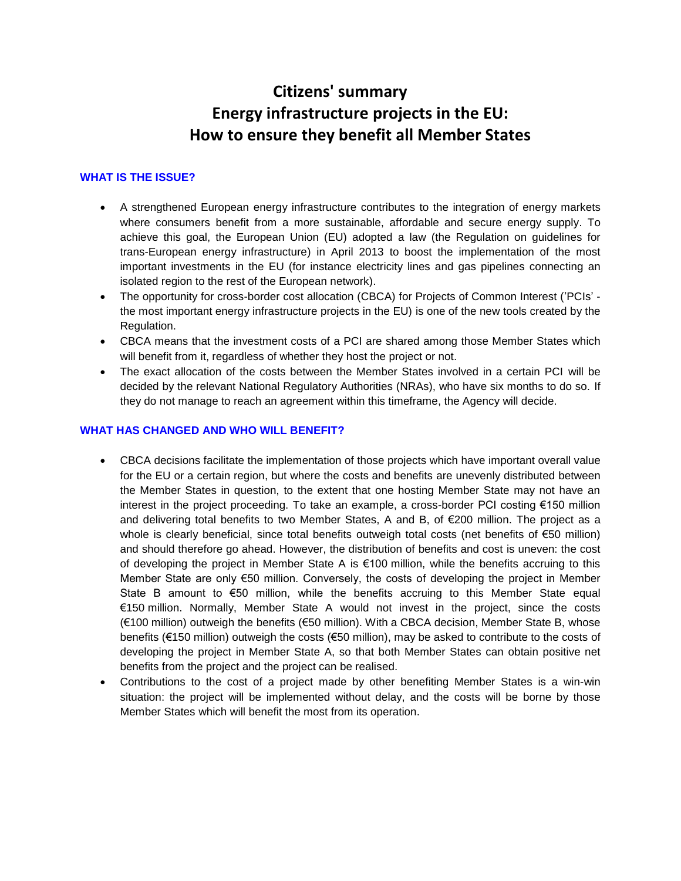# Citizens' summary
# Energy infrastructure projects in the EU: How to ensure they benefit all Member States

## WHAT IS THE ISSUE?

- A strengthened European energy infrastructure contributes to the integration of energy markets where consumers benefit from a more sustainable, affordable and secure energy supply. To achieve this goal, the European Union (EU) adopted a law (the Regulation on guidelines for trans-European energy infrastructure) in April 2013 to boost the implementation of the most important investments in the EU (for instance electricity lines and gas pipelines connecting an isolated region to the rest of the European network).
- The opportunity for cross-border cost allocation (CBCA) for Projects of Common Interest ('PCIs' - the most important energy infrastructure projects in the EU) is one of the new tools created by the Regulation.
- CBCA means that the investment costs of a PCI are shared among those Member States which will benefit from it, regardless of whether they host the project or not.
- The exact allocation of the costs between the Member States involved in a certain PCI will be decided by the relevant National Regulatory Authorities (NRAs), who have six months to do so. If they do not manage to reach an agreement within this timeframe, the Agency will decide.

## WHAT HAS CHANGED AND WHO WILL BENEFIT?

- CBCA decisions facilitate the implementation of those projects which have important overall value for the EU or a certain region, but where the costs and benefits are unevenly distributed between the Member States in question, to the extent that one hosting Member State may not have an interest in the project proceeding. To take an example, a cross-border PCI costing €150 million and delivering total benefits to two Member States, A and B, of €200 million. The project as a whole is clearly beneficial, since total benefits outweigh total costs (net benefits of €50 million) and should therefore go ahead. However, the distribution of benefits and cost is uneven: the cost of developing the project in Member State A is €100 million, while the benefits accruing to this Member State are only €50 million. Conversely, the costs of developing the project in Member State B amount to €50 million, while the benefits accruing to this Member State equal €150 million. Normally, Member State A would not invest in the project, since the costs (€100 million) outweigh the benefits (€50 million). With a CBCA decision, Member State B, whose benefits (€150 million) outweigh the costs (€50 million), may be asked to contribute to the costs of developing the project in Member State A, so that both Member States can obtain positive net benefits from the project and the project can be realised.
- Contributions to the cost of a project made by other benefiting Member States is a win-win situation: the project will be implemented without delay, and the costs will be borne by those Member States which will benefit the most from its operation.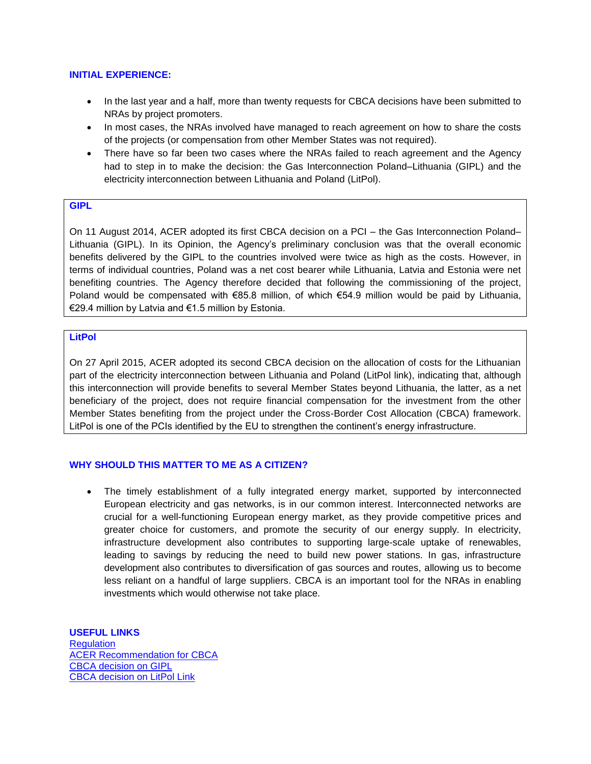## INITIAL EXPERIENCE:

- In the last year and a half, more than twenty requests for CBCA decisions have been submitted to NRAs by project promoters.
- In most cases, the NRAs involved have managed to reach agreement on how to share the costs of the projects (or compensation from other Member States was not required).
- There have so far been two cases where the NRAs failed to reach agreement and the Agency had to step in to make the decision: the Gas Interconnection Poland–Lithuania (GIPL) and the electricity interconnection between Lithuania and Poland (LitPol).

### GIPL

On 11 August 2014, ACER adopted its first CBCA decision on a PCI – the Gas Interconnection Poland–Lithuania (GIPL). In its Opinion, the Agency's preliminary conclusion was that the overall economic benefits delivered by the GIPL to the countries involved were twice as high as the costs. However, in terms of individual countries, Poland was a net cost bearer while Lithuania, Latvia and Estonia were net benefiting countries. The Agency therefore decided that following the commissioning of the project, Poland would be compensated with €85.8 million, of which €54.9 million would be paid by Lithuania, €29.4 million by Latvia and €1.5 million by Estonia.

### LitPol

On 27 April 2015, ACER adopted its second CBCA decision on the allocation of costs for the Lithuanian part of the electricity interconnection between Lithuania and Poland (LitPol link), indicating that, although this interconnection will provide benefits to several Member States beyond Lithuania, the latter, as a net beneficiary of the project, does not require financial compensation for the investment from the other Member States benefiting from the project under the Cross-Border Cost Allocation (CBCA) framework. LitPol is one of the PCIs identified by the EU to strengthen the continent's energy infrastructure.

## WHY SHOULD THIS MATTER TO ME AS A CITIZEN?

- The timely establishment of a fully integrated energy market, supported by interconnected European electricity and gas networks, is in our common interest. Interconnected networks are crucial for a well-functioning European energy market, as they provide competitive prices and greater choice for customers, and promote the security of our energy supply. In electricity, infrastructure development also contributes to supporting large-scale uptake of renewables, leading to savings by reducing the need to build new power stations. In gas, infrastructure development also contributes to diversification of gas sources and routes, allowing us to become less reliant on a handful of large suppliers. CBCA is an important tool for the NRAs in enabling investments which would otherwise not take place.

**USEFUL LINKS**

Regulation
ACER Recommendation for CBCA
CBCA decision on GIPL
CBCA decision on LitPol Link